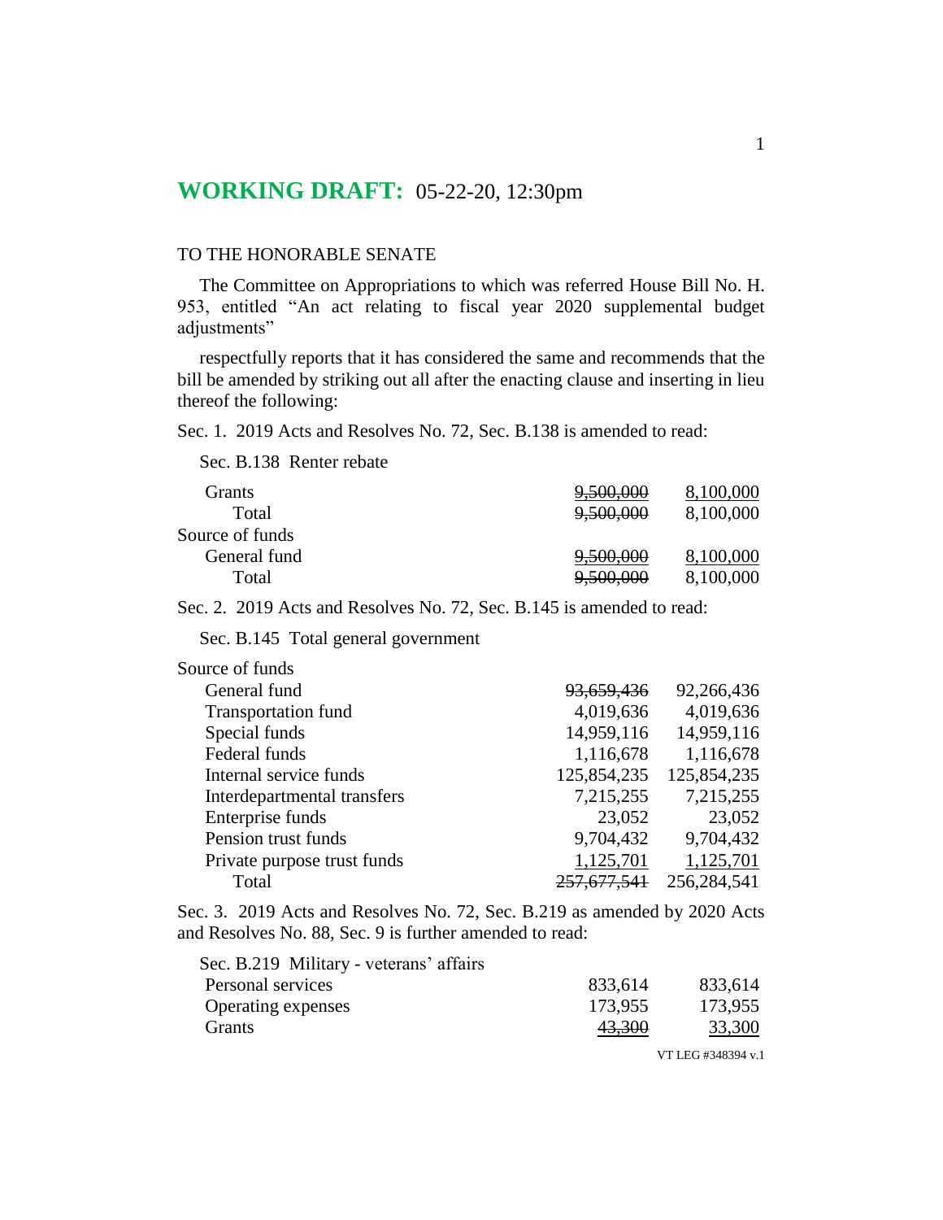**WORKING DRAFT:** 05-22-20, 12:30pm

TO THE HONORABLE SENATE

The Committee on Appropriations to which was referred House Bill No. H. 953, entitled "An act relating to fiscal year 2020 supplemental budget adjustments"

respectfully reports that it has considered the same and recommends that the bill be amended by striking out all after the enacting clause and inserting in lieu thereof the following:

Sec. 1. 2019 Acts and Resolves No. 72, Sec. B.138 is amended to read:

Sec. B.138 Renter rebate

| | | |
|---|---|---|
| Grants | ~~9,500,000~~ | 8,100,000 |
| Total | ~~9,500,000~~ | 8,100,000 |
| Source of funds | | |
| General fund | ~~9,500,000~~ | 8,100,000 |
| Total | ~~9,500,000~~ | 8,100,000 |

Sec. 2. 2019 Acts and Resolves No. 72, Sec. B.145 is amended to read:

Sec. B.145 Total general government

| | | |
|---|---|---|
| Source of funds | | |
| General fund | ~~93,659,436~~ | 92,266,436 |
| Transportation fund | 4,019,636 | 4,019,636 |
| Special funds | 14,959,116 | 14,959,116 |
| Federal funds | 1,116,678 | 1,116,678 |
| Internal service funds | 125,854,235 | 125,854,235 |
| Interdepartmental transfers | 7,215,255 | 7,215,255 |
| Enterprise funds | 23,052 | 23,052 |
| Pension trust funds | 9,704,432 | 9,704,432 |
| Private purpose trust funds | 1,125,701 | 1,125,701 |
| Total | ~~257,677,541~~ | 256,284,541 |

Sec. 3. 2019 Acts and Resolves No. 72, Sec. B.219 as amended by 2020 Acts and Resolves No. 88, Sec. 9 is further amended to read:

Sec. B.219 Military - veterans' affairs

| | | |
|---|---|---|
| Personal services | 833,614 | 833,614 |
| Operating expenses | 173,955 | 173,955 |
| Grants | ~~43,300~~ | 33,300 |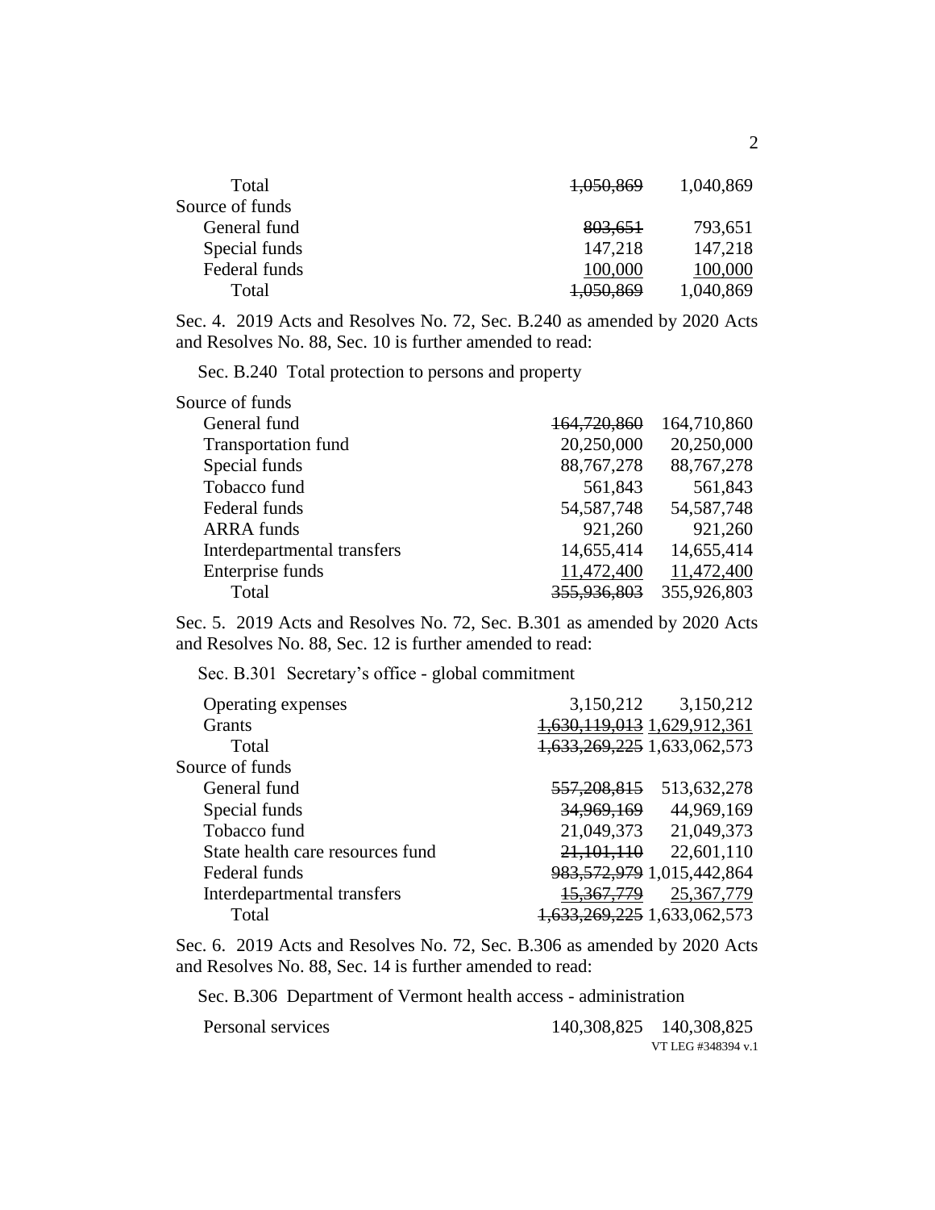| | | |
|---|---|---|
| Total | ~~1,050,869~~ | 1,040,869 |
| Source of funds | | |
| General fund | ~~803,651~~ | 793,651 |
| Special funds | 147,218 | 147,218 |
| Federal funds | 100,000 | 100,000 |
| Total | ~~1,050,869~~ | 1,040,869 |

Sec. 4. 2019 Acts and Resolves No. 72, Sec. B.240 as amended by 2020 Acts and Resolves No. 88, Sec. 10 is further amended to read:

Sec. B.240 Total protection to persons and property

| | | |
|---|---|---|
| Source of funds | | |
| General fund | ~~164,720,860~~ | 164,710,860 |
| Transportation fund | 20,250,000 | 20,250,000 |
| Special funds | 88,767,278 | 88,767,278 |
| Tobacco fund | 561,843 | 561,843 |
| Federal funds | 54,587,748 | 54,587,748 |
| ARRA funds | 921,260 | 921,260 |
| Interdepartmental transfers | 14,655,414 | 14,655,414 |
| Enterprise funds | 11,472,400 | 11,472,400 |
| Total | ~~355,936,803~~ | 355,926,803 |

Sec. 5. 2019 Acts and Resolves No. 72, Sec. B.301 as amended by 2020 Acts and Resolves No. 88, Sec. 12 is further amended to read:

Sec. B.301 Secretary's office - global commitment

| | | |
|---|---|---|
| Operating expenses | 3,150,212 | 3,150,212 |
| Grants | ~~1,630,119,013~~ | 1,629,912,361 |
| Total | ~~1,633,269,225~~ | 1,633,062,573 |
| Source of funds | | |
| General fund | ~~557,208,815~~ | 513,632,278 |
| Special funds | ~~34,969,169~~ | 44,969,169 |
| Tobacco fund | 21,049,373 | 21,049,373 |
| State health care resources fund | ~~21,101,110~~ | 22,601,110 |
| Federal funds | ~~983,572,979~~ | 1,015,442,864 |
| Interdepartmental transfers | ~~15,367,779~~ | 25,367,779 |
| Total | ~~1,633,269,225~~ | 1,633,062,573 |

Sec. 6. 2019 Acts and Resolves No. 72, Sec. B.306 as amended by 2020 Acts and Resolves No. 88, Sec. 14 is further amended to read:

Sec. B.306 Department of Vermont health access - administration

| | | |
|---|---|---|
| Personal services | 140,308,825 | 140,308,825 |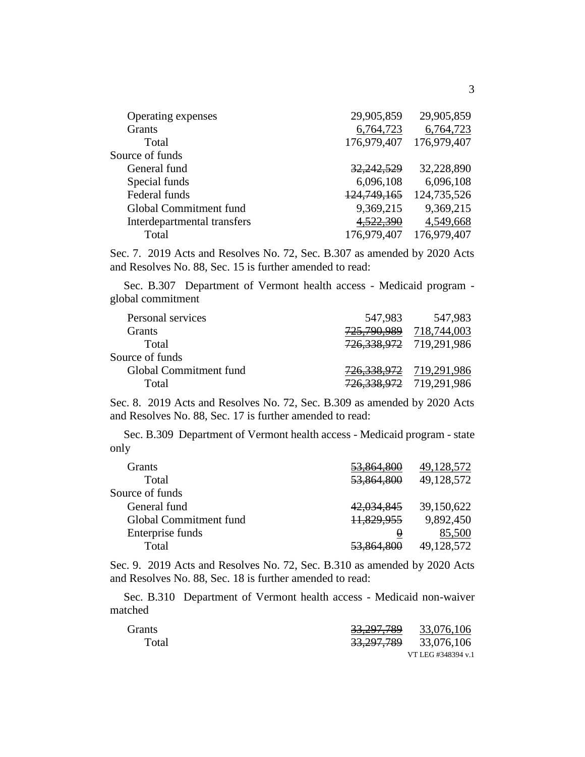| | | |
|---|---|---|
| Operating expenses | 29,905,859 | 29,905,859 |
| Grants | 6,764,723 | 6,764,723 |
| Total | 176,979,407 | 176,979,407 |
| Source of funds | | |
| General fund | ~~32,242,529~~ | 32,228,890 |
| Special funds | 6,096,108 | 6,096,108 |
| Federal funds | ~~124,749,165~~ | 124,735,526 |
| Global Commitment fund | 9,369,215 | 9,369,215 |
| Interdepartmental transfers | ~~4,522,390~~ | 4,549,668 |
| Total | 176,979,407 | 176,979,407 |

Sec. 7. 2019 Acts and Resolves No. 72, Sec. B.307 as amended by 2020 Acts and Resolves No. 88, Sec. 15 is further amended to read:

Sec. B.307 Department of Vermont health access - Medicaid program - global commitment

| | | |
|---|---|---|
| Personal services | 547,983 | 547,983 |
| Grants | ~~725,790,989~~ | 718,744,003 |
| Total | ~~726,338,972~~ | 719,291,986 |
| Source of funds | | |
| Global Commitment fund | ~~726,338,972~~ | 719,291,986 |
| Total | ~~726,338,972~~ | 719,291,986 |

Sec. 8. 2019 Acts and Resolves No. 72, Sec. B.309 as amended by 2020 Acts and Resolves No. 88, Sec. 17 is further amended to read:

Sec. B.309 Department of Vermont health access - Medicaid program - state only

| | | |
|---|---|---|
| Grants | ~~53,864,800~~ | 49,128,572 |
| Total | ~~53,864,800~~ | 49,128,572 |
| Source of funds | | |
| General fund | ~~42,034,845~~ | 39,150,622 |
| Global Commitment fund | ~~11,829,955~~ | 9,892,450 |
| Enterprise funds | ~~0~~ | 85,500 |
| Total | ~~53,864,800~~ | 49,128,572 |

Sec. 9. 2019 Acts and Resolves No. 72, Sec. B.310 as amended by 2020 Acts and Resolves No. 88, Sec. 18 is further amended to read:

Sec. B.310 Department of Vermont health access - Medicaid non-waiver matched

| | | |
|---|---|---|
| Grants | ~~33,297,789~~ | 33,076,106 |
| Total | ~~33,297,789~~ | 33,076,106 |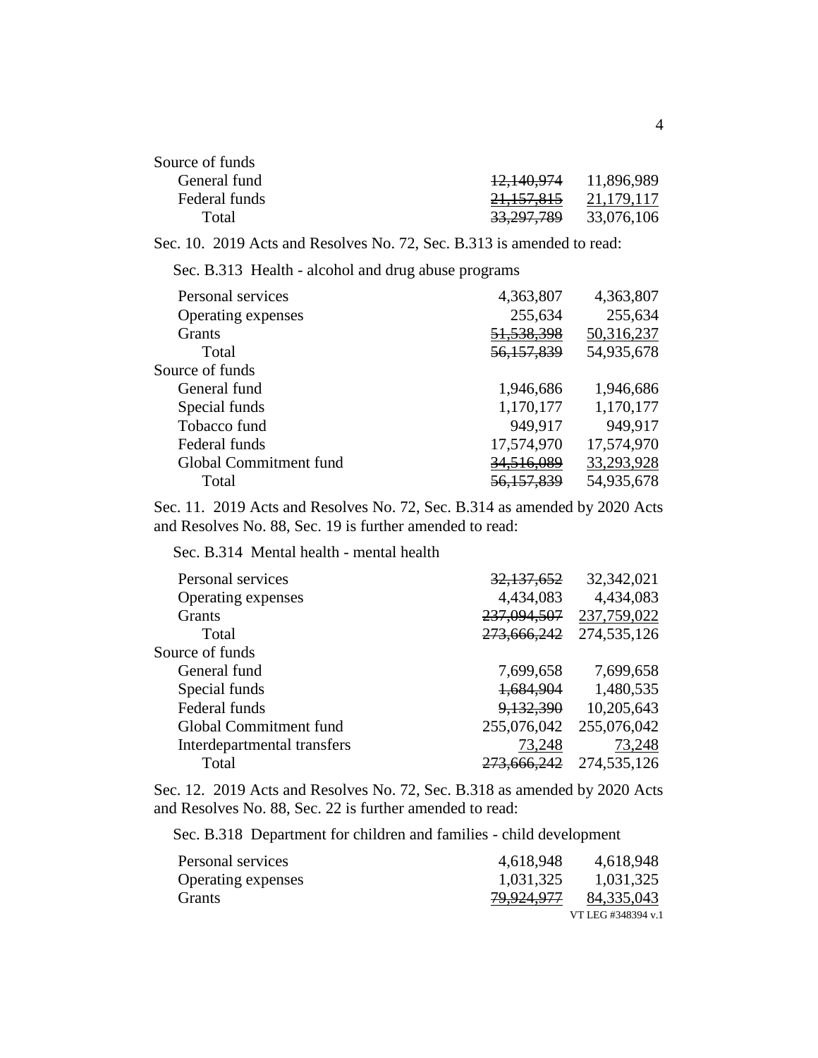| | | |
|---|---|---|
| Source of funds | | |
| General fund | ~~12,140,974~~ | 11,896,989 |
| Federal funds | ~~21,157,815~~ | 21,179,117 |
| Total | ~~33,297,789~~ | 33,076,106 |

Sec. 10. 2019 Acts and Resolves No. 72, Sec. B.313 is amended to read:

Sec. B.313 Health - alcohol and drug abuse programs

| | | |
|---|---|---|
| Personal services | 4,363,807 | 4,363,807 |
| Operating expenses | 255,634 | 255,634 |
| Grants | ~~51,538,398~~ | 50,316,237 |
| Total | ~~56,157,839~~ | 54,935,678 |
| Source of funds | | |
| General fund | 1,946,686 | 1,946,686 |
| Special funds | 1,170,177 | 1,170,177 |
| Tobacco fund | 949,917 | 949,917 |
| Federal funds | 17,574,970 | 17,574,970 |
| Global Commitment fund | ~~34,516,089~~ | 33,293,928 |
| Total | ~~56,157,839~~ | 54,935,678 |

Sec. 11. 2019 Acts and Resolves No. 72, Sec. B.314 as amended by 2020 Acts and Resolves No. 88, Sec. 19 is further amended to read:

Sec. B.314 Mental health - mental health

| | | |
|---|---|---|
| Personal services | ~~32,137,652~~ | 32,342,021 |
| Operating expenses | 4,434,083 | 4,434,083 |
| Grants | ~~237,094,507~~ | 237,759,022 |
| Total | ~~273,666,242~~ | 274,535,126 |
| Source of funds | | |
| General fund | 7,699,658 | 7,699,658 |
| Special funds | ~~1,684,904~~ | 1,480,535 |
| Federal funds | ~~9,132,390~~ | 10,205,643 |
| Global Commitment fund | 255,076,042 | 255,076,042 |
| Interdepartmental transfers | 73,248 | 73,248 |
| Total | ~~273,666,242~~ | 274,535,126 |

Sec. 12. 2019 Acts and Resolves No. 72, Sec. B.318 as amended by 2020 Acts and Resolves No. 88, Sec. 22 is further amended to read:

Sec. B.318 Department for children and families - child development

| | | |
|---|---|---|
| Personal services | 4,618,948 | 4,618,948 |
| Operating expenses | 1,031,325 | 1,031,325 |
| Grants | ~~79,924,977~~ | 84,335,043 |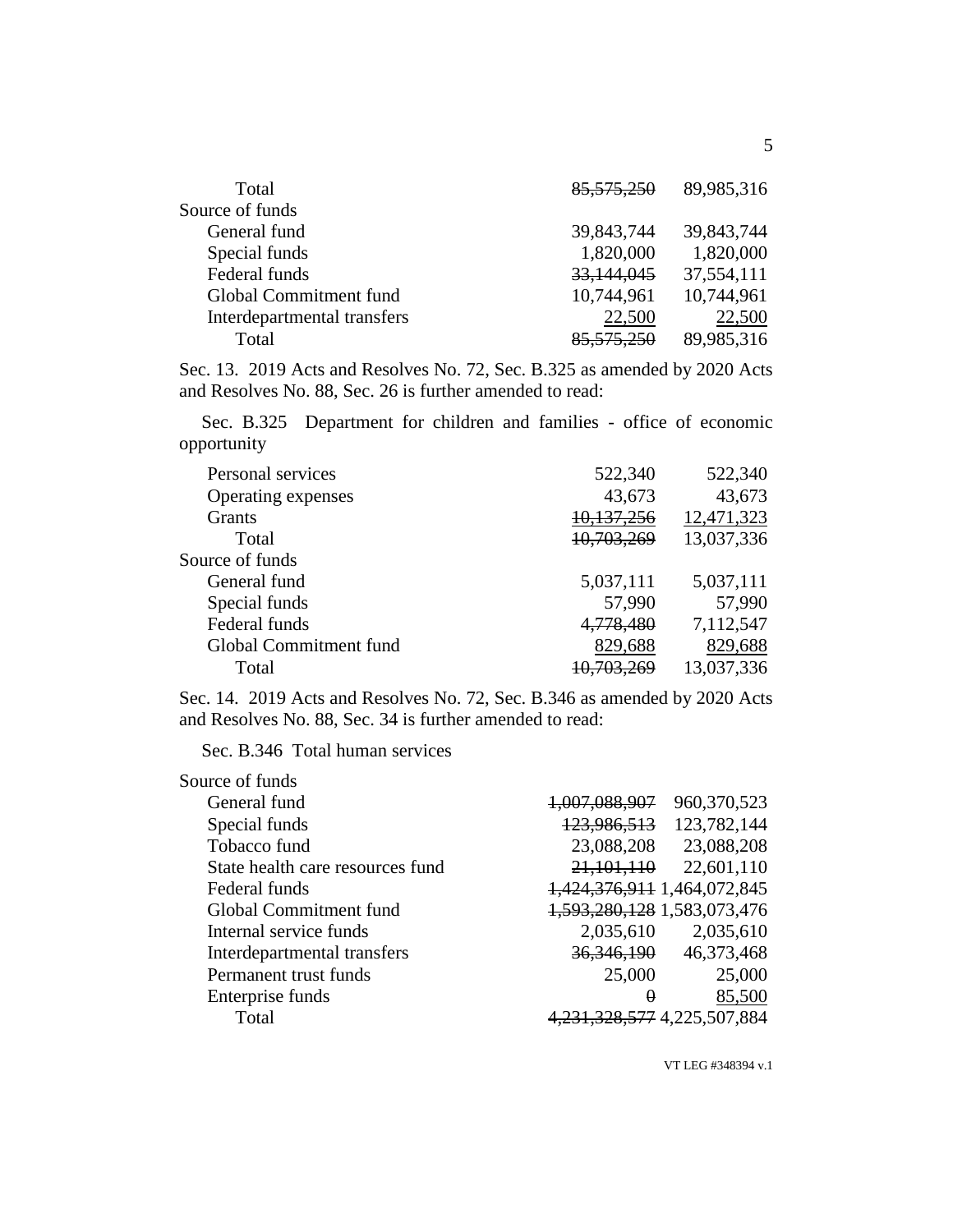| | | |
|---|---|---|
| Total | ~~85,575,250~~ | 89,985,316 |
| Source of funds | | |
| General fund | 39,843,744 | 39,843,744 |
| Special funds | 1,820,000 | 1,820,000 |
| Federal funds | ~~33,144,045~~ | 37,554,111 |
| Global Commitment fund | 10,744,961 | 10,744,961 |
| Interdepartmental transfers | 22,500 | 22,500 |
| Total | ~~85,575,250~~ | 89,985,316 |

Sec. 13. 2019 Acts and Resolves No. 72, Sec. B.325 as amended by 2020 Acts and Resolves No. 88, Sec. 26 is further amended to read:

Sec. B.325 Department for children and families - office of economic opportunity

| | | |
|---|---|---|
| Personal services | 522,340 | 522,340 |
| Operating expenses | 43,673 | 43,673 |
| Grants | ~~10,137,256~~ | 12,471,323 |
| Total | ~~10,703,269~~ | 13,037,336 |
| Source of funds | | |
| General fund | 5,037,111 | 5,037,111 |
| Special funds | 57,990 | 57,990 |
| Federal funds | ~~4,778,480~~ | 7,112,547 |
| Global Commitment fund | 829,688 | 829,688 |
| Total | ~~10,703,269~~ | 13,037,336 |

Sec. 14. 2019 Acts and Resolves No. 72, Sec. B.346 as amended by 2020 Acts and Resolves No. 88, Sec. 34 is further amended to read:

Sec. B.346 Total human services

| | | |
|---|---|---|
| Source of funds | | |
| General fund | ~~1,007,088,907~~ | 960,370,523 |
| Special funds | ~~123,986,513~~ | 123,782,144 |
| Tobacco fund | 23,088,208 | 23,088,208 |
| State health care resources fund | ~~21,101,110~~ | 22,601,110 |
| Federal funds | ~~1,424,376,911~~ | 1,464,072,845 |
| Global Commitment fund | ~~1,593,280,128~~ | 1,583,073,476 |
| Internal service funds | 2,035,610 | 2,035,610 |
| Interdepartmental transfers | ~~36,346,190~~ | 46,373,468 |
| Permanent trust funds | 25,000 | 25,000 |
| Enterprise funds | ~~0~~ | 85,500 |
| Total | ~~4,231,328,577~~ | 4,225,507,884 |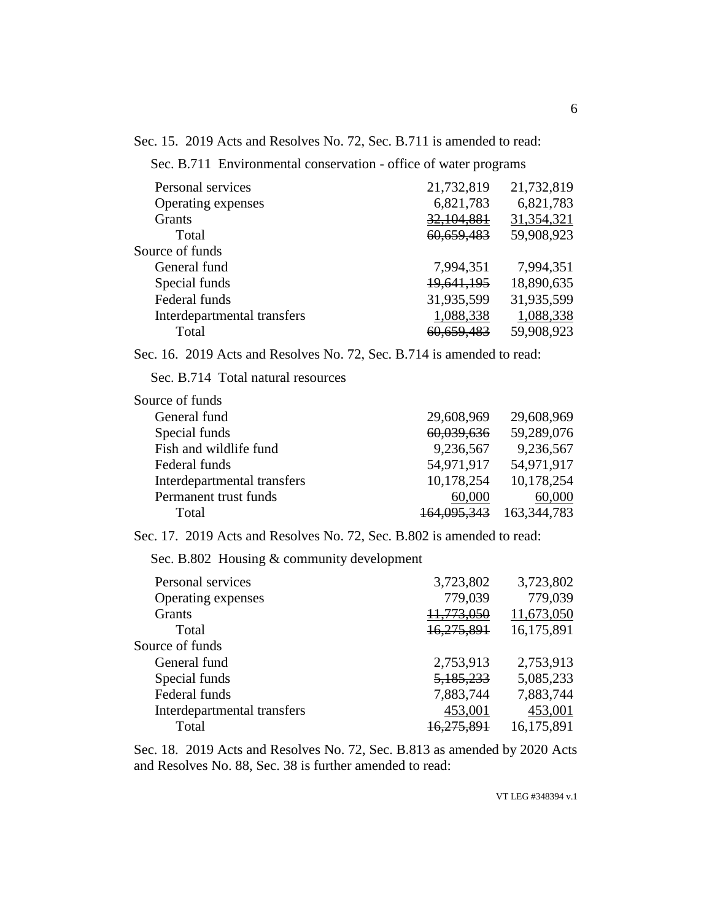Sec. 15. 2019 Acts and Resolves No. 72, Sec. B.711 is amended to read:

Sec. B.711 Environmental conservation - office of water programs

| | | |
|---|---:|---:|
| Personal services | 21,732,819 | 21,732,819 |
| Operating expenses | 6,821,783 | 6,821,783 |
| Grants | ~~32,104,881~~ | 31,354,321 |
| Total | ~~60,659,483~~ | 59,908,923 |
| Source of funds | | |
| General fund | 7,994,351 | 7,994,351 |
| Special funds | ~~19,641,195~~ | 18,890,635 |
| Federal funds | 31,935,599 | 31,935,599 |
| Interdepartmental transfers | 1,088,338 | 1,088,338 |
| Total | ~~60,659,483~~ | 59,908,923 |

Sec. 16. 2019 Acts and Resolves No. 72, Sec. B.714 is amended to read:

Sec. B.714 Total natural resources

| | | |
|---|---:|---:|
| Source of funds | | |
| General fund | 29,608,969 | 29,608,969 |
| Special funds | ~~60,039,636~~ | 59,289,076 |
| Fish and wildlife fund | 9,236,567 | 9,236,567 |
| Federal funds | 54,971,917 | 54,971,917 |
| Interdepartmental transfers | 10,178,254 | 10,178,254 |
| Permanent trust funds | 60,000 | 60,000 |
| Total | ~~164,095,343~~ | 163,344,783 |

Sec. 17. 2019 Acts and Resolves No. 72, Sec. B.802 is amended to read:

Sec. B.802 Housing & community development

| | | |
|---|---:|---:|
| Personal services | 3,723,802 | 3,723,802 |
| Operating expenses | 779,039 | 779,039 |
| Grants | ~~11,773,050~~ | 11,673,050 |
| Total | ~~16,275,891~~ | 16,175,891 |
| Source of funds | | |
| General fund | 2,753,913 | 2,753,913 |
| Special funds | ~~5,185,233~~ | 5,085,233 |
| Federal funds | 7,883,744 | 7,883,744 |
| Interdepartmental transfers | 453,001 | 453,001 |
| Total | ~~16,275,891~~ | 16,175,891 |

Sec. 18. 2019 Acts and Resolves No. 72, Sec. B.813 as amended by 2020 Acts and Resolves No. 88, Sec. 38 is further amended to read: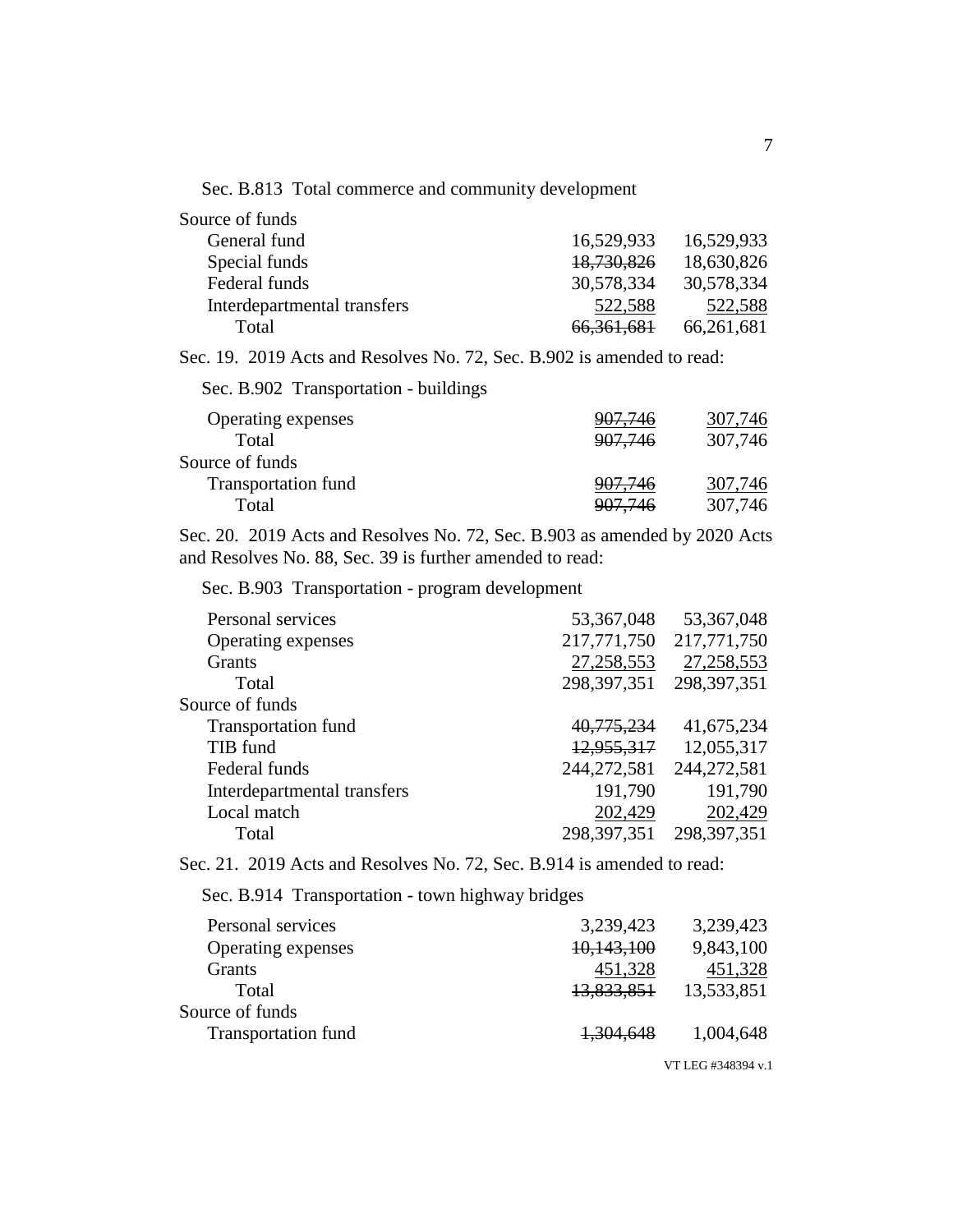Sec. B.813 Total commerce and community development

| | | |
|---|---|---|
| Source of funds | | |
| General fund | 16,529,933 | 16,529,933 |
| Special funds | ~~18,730,826~~ | 18,630,826 |
| Federal funds | 30,578,334 | 30,578,334 |
| Interdepartmental transfers | 522,588 | 522,588 |
| Total | ~~66,361,681~~ | 66,261,681 |

Sec. 19. 2019 Acts and Resolves No. 72, Sec. B.902 is amended to read:

Sec. B.902 Transportation - buildings

| | | |
|---|---|---|
| Operating expenses | ~~907,746~~ | 307,746 |
| Total | ~~907,746~~ | 307,746 |
| Source of funds | | |
| Transportation fund | ~~907,746~~ | 307,746 |
| Total | ~~907,746~~ | 307,746 |

Sec. 20. 2019 Acts and Resolves No. 72, Sec. B.903 as amended by 2020 Acts and Resolves No. 88, Sec. 39 is further amended to read:

Sec. B.903 Transportation - program development

| | | |
|---|---|---|
| Personal services | 53,367,048 | 53,367,048 |
| Operating expenses | 217,771,750 | 217,771,750 |
| Grants | 27,258,553 | 27,258,553 |
| Total | 298,397,351 | 298,397,351 |
| Source of funds | | |
| Transportation fund | ~~40,775,234~~ | 41,675,234 |
| TIB fund | ~~12,955,317~~ | 12,055,317 |
| Federal funds | 244,272,581 | 244,272,581 |
| Interdepartmental transfers | 191,790 | 191,790 |
| Local match | 202,429 | 202,429 |
| Total | 298,397,351 | 298,397,351 |

Sec. 21. 2019 Acts and Resolves No. 72, Sec. B.914 is amended to read:

Sec. B.914 Transportation - town highway bridges

| | | |
|---|---|---|
| Personal services | 3,239,423 | 3,239,423 |
| Operating expenses | ~~10,143,100~~ | 9,843,100 |
| Grants | 451,328 | 451,328 |
| Total | ~~13,833,851~~ | 13,533,851 |
| Source of funds | | |
| Transportation fund | ~~1,304,648~~ | 1,004,648 |

VT LEG #348394 v.1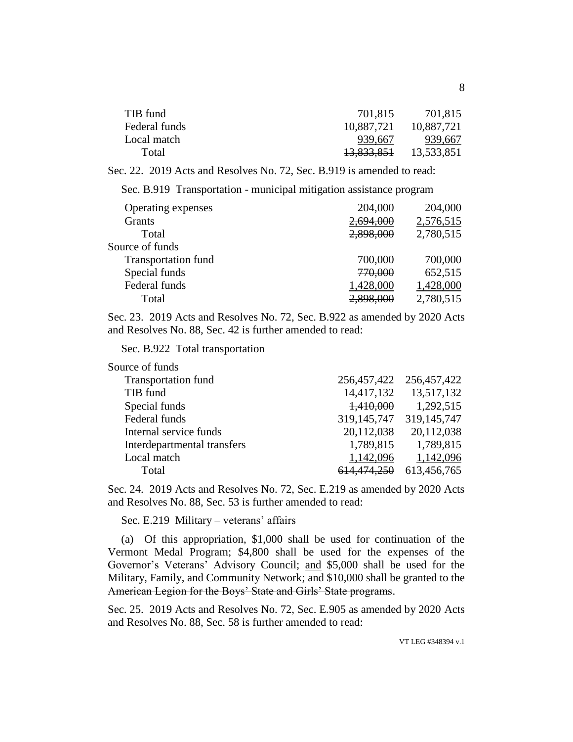| | | |
|---|---|---|
| TIB fund | 701,815 | 701,815 |
| Federal funds | 10,887,721 | 10,887,721 |
| Local match | 939,667 | 939,667 |
| Total | ~~13,833,851~~ | 13,533,851 |

Sec. 22. 2019 Acts and Resolves No. 72, Sec. B.919 is amended to read:

Sec. B.919 Transportation - municipal mitigation assistance program

| | | |
|---|---|---|
| Operating expenses | 204,000 | 204,000 |
| Grants | ~~2,694,000~~ | 2,576,515 |
| Total | ~~2,898,000~~ | 2,780,515 |
| Source of funds | | |
| Transportation fund | 700,000 | 700,000 |
| Special funds | ~~770,000~~ | 652,515 |
| Federal funds | 1,428,000 | 1,428,000 |
| Total | ~~2,898,000~~ | 2,780,515 |

Sec. 23. 2019 Acts and Resolves No. 72, Sec. B.922 as amended by 2020 Acts and Resolves No. 88, Sec. 42 is further amended to read:

Sec. B.922 Total transportation

| | | |
|---|---|---|
| Source of funds | | |
| Transportation fund | 256,457,422 | 256,457,422 |
| TIB fund | ~~14,417,132~~ | 13,517,132 |
| Special funds | ~~1,410,000~~ | 1,292,515 |
| Federal funds | 319,145,747 | 319,145,747 |
| Internal service funds | 20,112,038 | 20,112,038 |
| Interdepartmental transfers | 1,789,815 | 1,789,815 |
| Local match | 1,142,096 | 1,142,096 |
| Total | ~~614,474,250~~ | 613,456,765 |

Sec. 24. 2019 Acts and Resolves No. 72, Sec. E.219 as amended by 2020 Acts and Resolves No. 88, Sec. 53 is further amended to read:

Sec. E.219 Military – veterans' affairs

(a) Of this appropriation, $1,000 shall be used for continuation of the Vermont Medal Program; $4,800 shall be used for the expenses of the Governor's Veterans' Advisory Council; <u>and</u> $5,000 shall be used for the Military, Family, and Community Network~~; and $10,000 shall be granted to the American Legion for the Boys' State and Girls' State programs~~.

Sec. 25. 2019 Acts and Resolves No. 72, Sec. E.905 as amended by 2020 Acts and Resolves No. 88, Sec. 58 is further amended to read: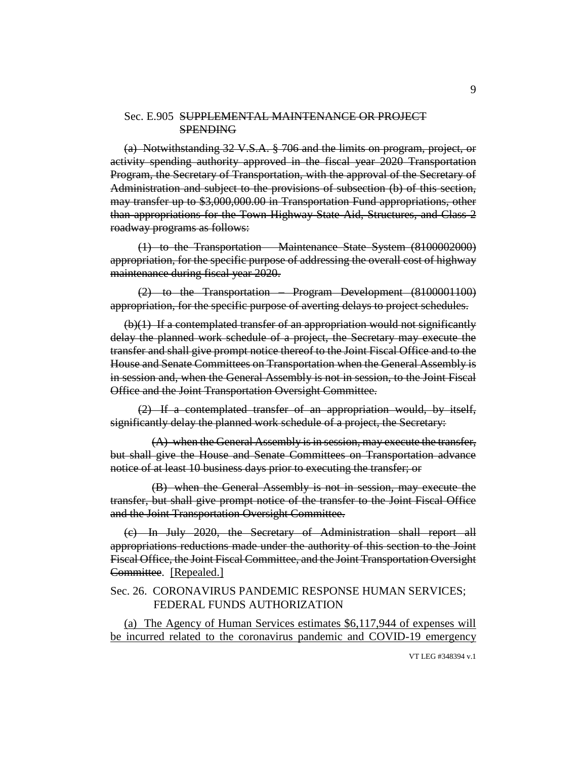Sec. E.905 ~~SUPPLEMENTAL MAINTENANCE OR PROJECT SPENDING~~

~~(a) Notwithstanding 32 V.S.A. § 706 and the limits on program, project, or activity spending authority approved in the fiscal year 2020 Transportation Program, the Secretary of Transportation, with the approval of the Secretary of Administration and subject to the provisions of subsection (b) of this section, may transfer up to $3,000,000.00 in Transportation Fund appropriations, other than appropriations for the Town Highway State Aid, Structures, and Class 2 roadway programs as follows:~~

~~(1) to the Transportation – Maintenance State System (8100002000) appropriation, for the specific purpose of addressing the overall cost of highway maintenance during fiscal year 2020.~~

~~(2) to the Transportation – Program Development (8100001100) appropriation, for the specific purpose of averting delays to project schedules.~~

~~(b)(1) If a contemplated transfer of an appropriation would not significantly delay the planned work schedule of a project, the Secretary may execute the transfer and shall give prompt notice thereof to the Joint Fiscal Office and to the House and Senate Committees on Transportation when the General Assembly is in session and, when the General Assembly is not in session, to the Joint Fiscal Office and the Joint Transportation Oversight Committee.~~

~~(2) If a contemplated transfer of an appropriation would, by itself, significantly delay the planned work schedule of a project, the Secretary:~~

~~(A) when the General Assembly is in session, may execute the transfer, but shall give the House and Senate Committees on Transportation advance notice of at least 10 business days prior to executing the transfer; or~~

~~(B) when the General Assembly is not in session, may execute the transfer, but shall give prompt notice of the transfer to the Joint Fiscal Office and the Joint Transportation Oversight Committee.~~

~~(c) In July 2020, the Secretary of Administration shall report all appropriations reductions made under the authority of this section to the Joint Fiscal Office, the Joint Fiscal Committee, and the Joint Transportation Oversight Committee~~. [Repealed.]

Sec. 26. CORONAVIRUS PANDEMIC RESPONSE HUMAN SERVICES; FEDERAL FUNDS AUTHORIZATION

<u>(a) The Agency of Human Services estimates $6,117,944 of expenses will be incurred related to the coronavirus pandemic and COVID-19 emergency</u>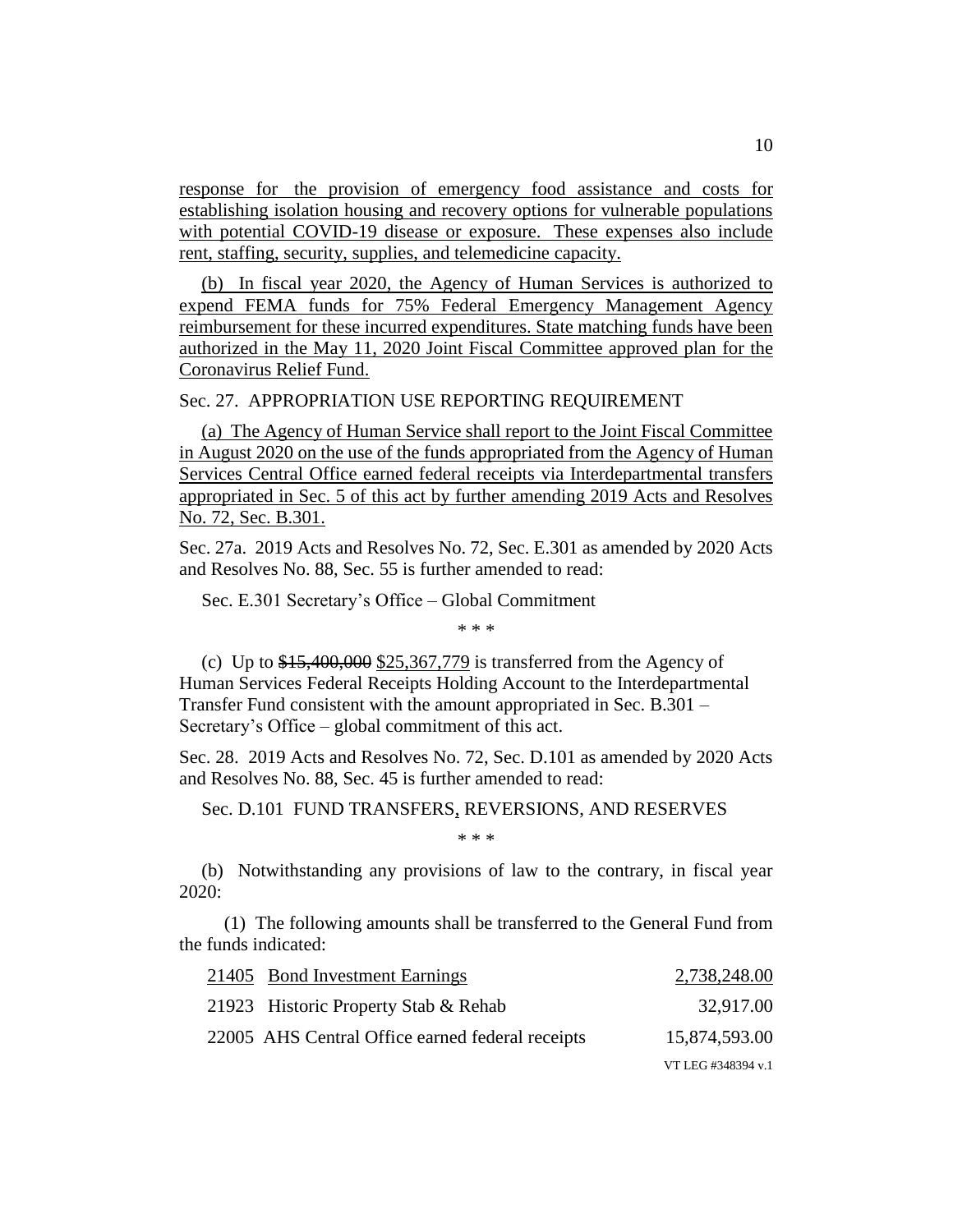response for the provision of emergency food assistance and costs for establishing isolation housing and recovery options for vulnerable populations with potential COVID-19 disease or exposure. These expenses also include rent, staffing, security, supplies, and telemedicine capacity.

(b) In fiscal year 2020, the Agency of Human Services is authorized to expend FEMA funds for 75% Federal Emergency Management Agency reimbursement for these incurred expenditures. State matching funds have been authorized in the May 11, 2020 Joint Fiscal Committee approved plan for the Coronavirus Relief Fund.

Sec. 27. APPROPRIATION USE REPORTING REQUIREMENT

(a) The Agency of Human Service shall report to the Joint Fiscal Committee in August 2020 on the use of the funds appropriated from the Agency of Human Services Central Office earned federal receipts via Interdepartmental transfers appropriated in Sec. 5 of this act by further amending 2019 Acts and Resolves No. 72, Sec. B.301.

Sec. 27a. 2019 Acts and Resolves No. 72, Sec. E.301 as amended by 2020 Acts and Resolves No. 88, Sec. 55 is further amended to read:

Sec. E.301 Secretary's Office – Global Commitment

\* \* \*

(c) Up to ~~$15,400,000~~ $25,367,779 is transferred from the Agency of Human Services Federal Receipts Holding Account to the Interdepartmental Transfer Fund consistent with the amount appropriated in Sec. B.301 – Secretary's Office – global commitment of this act.

Sec. 28. 2019 Acts and Resolves No. 72, Sec. D.101 as amended by 2020 Acts and Resolves No. 88, Sec. 45 is further amended to read:

Sec. D.101 FUND TRANSFERS, REVERSIONS, AND RESERVES

\* \* \*

(b) Notwithstanding any provisions of law to the contrary, in fiscal year 2020:

(1) The following amounts shall be transferred to the General Fund from the funds indicated:

| | |
|---|---|
| 21405 Bond Investment Earnings | 2,738,248.00 |
| 21923 Historic Property Stab & Rehab | 32,917.00 |
| 22005 AHS Central Office earned federal receipts | 15,874,593.00 |

VT LEG #348394 v.1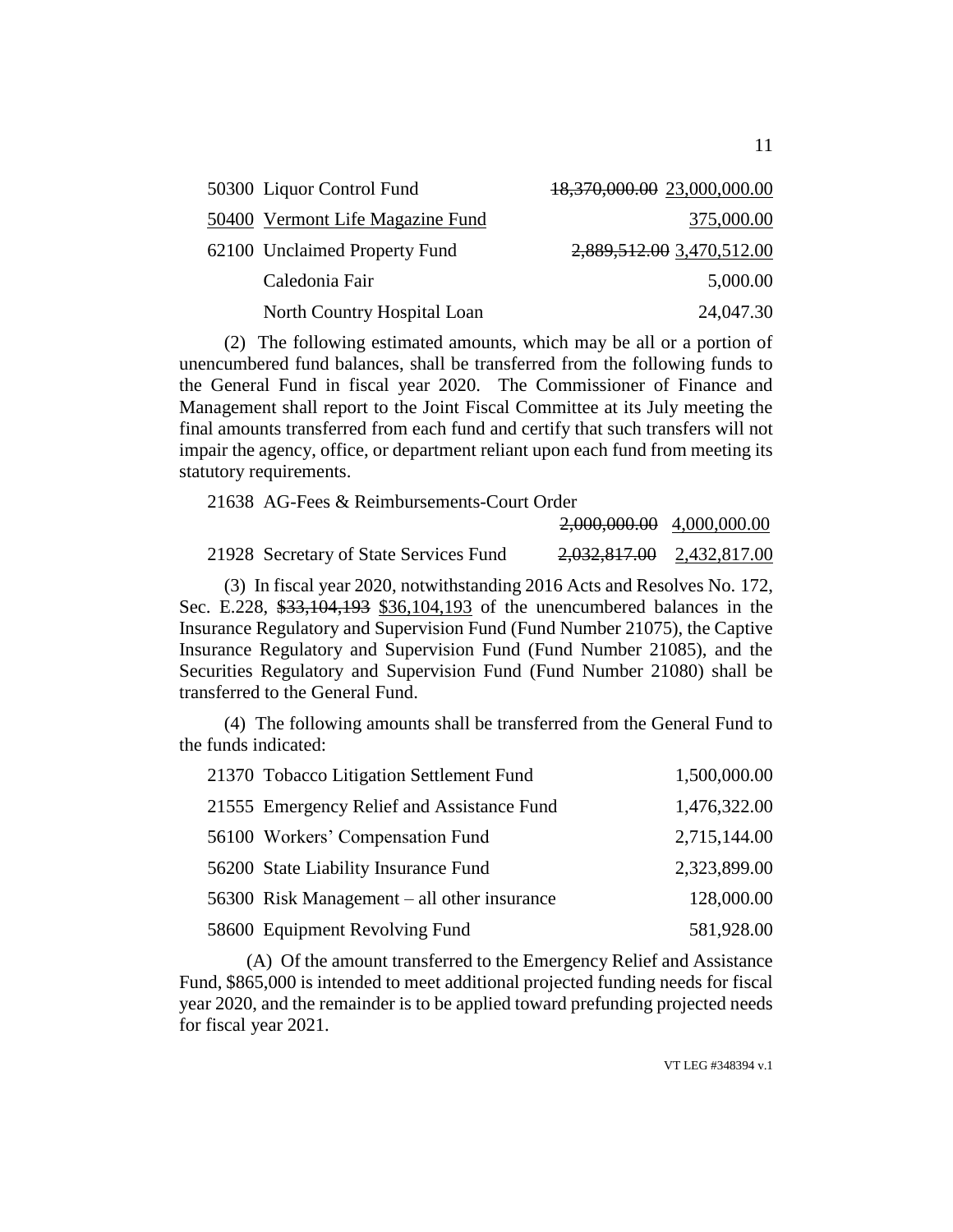| | |
|---|---|
| 50300 Liquor Control Fund | ~~18,370,000.00~~ 23,000,000.00 |
| 50400 Vermont Life Magazine Fund | 375,000.00 |
| 62100 Unclaimed Property Fund | ~~2,889,512.00~~ 3,470,512.00 |
| Caledonia Fair | 5,000.00 |
| North Country Hospital Loan | 24,047.30 |

(2) The following estimated amounts, which may be all or a portion of unencumbered fund balances, shall be transferred from the following funds to the General Fund in fiscal year 2020. The Commissioner of Finance and Management shall report to the Joint Fiscal Committee at its July meeting the final amounts transferred from each fund and certify that such transfers will not impair the agency, office, or department reliant upon each fund from meeting its statutory requirements.

| | |
|---|---|
| 21638 AG-Fees & Reimbursements-Court Order | ~~2,000,000.00~~ 4,000,000.00 |
| 21928 Secretary of State Services Fund | ~~2,032,817.00~~ 2,432,817.00 |

(3) In fiscal year 2020, notwithstanding 2016 Acts and Resolves No. 172, Sec. E.228, ~~$33,104,193~~ $36,104,193 of the unencumbered balances in the Insurance Regulatory and Supervision Fund (Fund Number 21075), the Captive Insurance Regulatory and Supervision Fund (Fund Number 21085), and the Securities Regulatory and Supervision Fund (Fund Number 21080) shall be transferred to the General Fund.

(4) The following amounts shall be transferred from the General Fund to the funds indicated:

| | |
|---|---|
| 21370 Tobacco Litigation Settlement Fund | 1,500,000.00 |
| 21555 Emergency Relief and Assistance Fund | 1,476,322.00 |
| 56100 Workers' Compensation Fund | 2,715,144.00 |
| 56200 State Liability Insurance Fund | 2,323,899.00 |
| 56300 Risk Management – all other insurance | 128,000.00 |
| 58600 Equipment Revolving Fund | 581,928.00 |

(A) Of the amount transferred to the Emergency Relief and Assistance Fund, $865,000 is intended to meet additional projected funding needs for fiscal year 2020, and the remainder is to be applied toward prefunding projected needs for fiscal year 2021.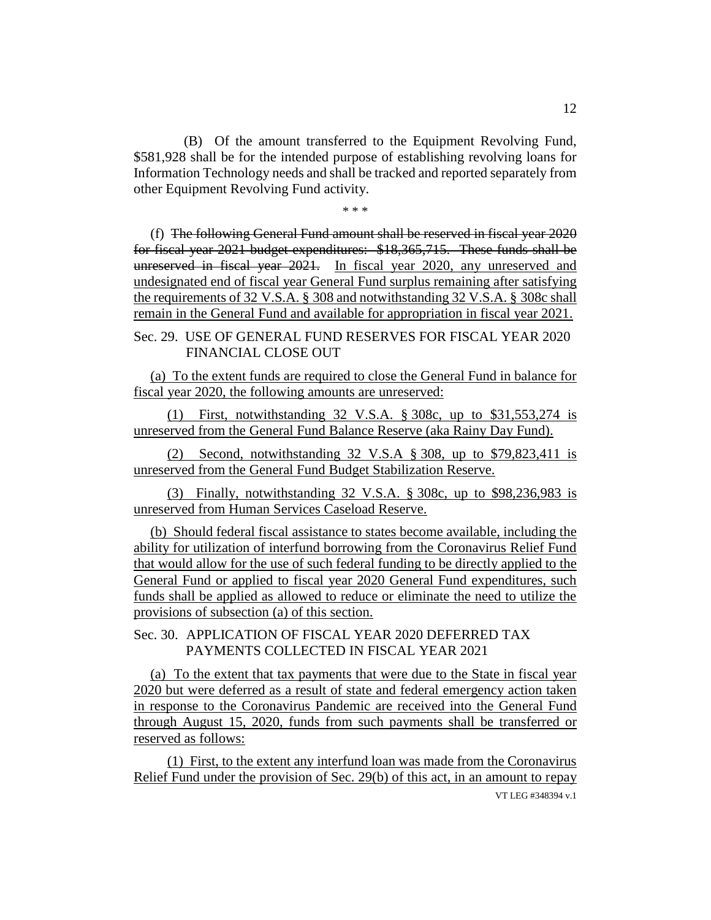(B) Of the amount transferred to the Equipment Revolving Fund, $581,928 shall be for the intended purpose of establishing revolving loans for Information Technology needs and shall be tracked and reported separately from other Equipment Revolving Fund activity.

\* \* \*

(f) ~~The following General Fund amount shall be reserved in fiscal year 2020 for fiscal year 2021 budget expenditures: $18,365,715. These funds shall be unreserved in fiscal year 2021.~~ <u>In fiscal year 2020, any unreserved and undesignated end of fiscal year General Fund surplus remaining after satisfying the requirements of 32 V.S.A. § 308 and notwithstanding 32 V.S.A. § 308c shall remain in the General Fund and available for appropriation in fiscal year 2021.</u>

Sec. 29. USE OF GENERAL FUND RESERVES FOR FISCAL YEAR 2020 FINANCIAL CLOSE OUT

<u>(a) To the extent funds are required to close the General Fund in balance for fiscal year 2020, the following amounts are unreserved:</u>

<u>(1) First, notwithstanding 32 V.S.A. § 308c, up to $31,553,274 is unreserved from the General Fund Balance Reserve (aka Rainy Day Fund).</u>

<u>(2) Second, notwithstanding 32 V.S.A § 308, up to $79,823,411 is unreserved from the General Fund Budget Stabilization Reserve.</u>

<u>(3) Finally, notwithstanding 32 V.S.A. § 308c, up to $98,236,983 is unreserved from Human Services Caseload Reserve.</u>

<u>(b) Should federal fiscal assistance to states become available, including the ability for utilization of interfund borrowing from the Coronavirus Relief Fund that would allow for the use of such federal funding to be directly applied to the General Fund or applied to fiscal year 2020 General Fund expenditures, such funds shall be applied as allowed to reduce or eliminate the need to utilize the provisions of subsection (a) of this section.</u>

Sec. 30. APPLICATION OF FISCAL YEAR 2020 DEFERRED TAX PAYMENTS COLLECTED IN FISCAL YEAR 2021

<u>(a) To the extent that tax payments that were due to the State in fiscal year 2020 but were deferred as a result of state and federal emergency action taken in response to the Coronavirus Pandemic are received into the General Fund through August 15, 2020, funds from such payments shall be transferred or reserved as follows:</u>

<u>(1) First, to the extent any interfund loan was made from the Coronavirus Relief Fund under the provision of Sec. 29(b) of this act, in an amount to repay</u>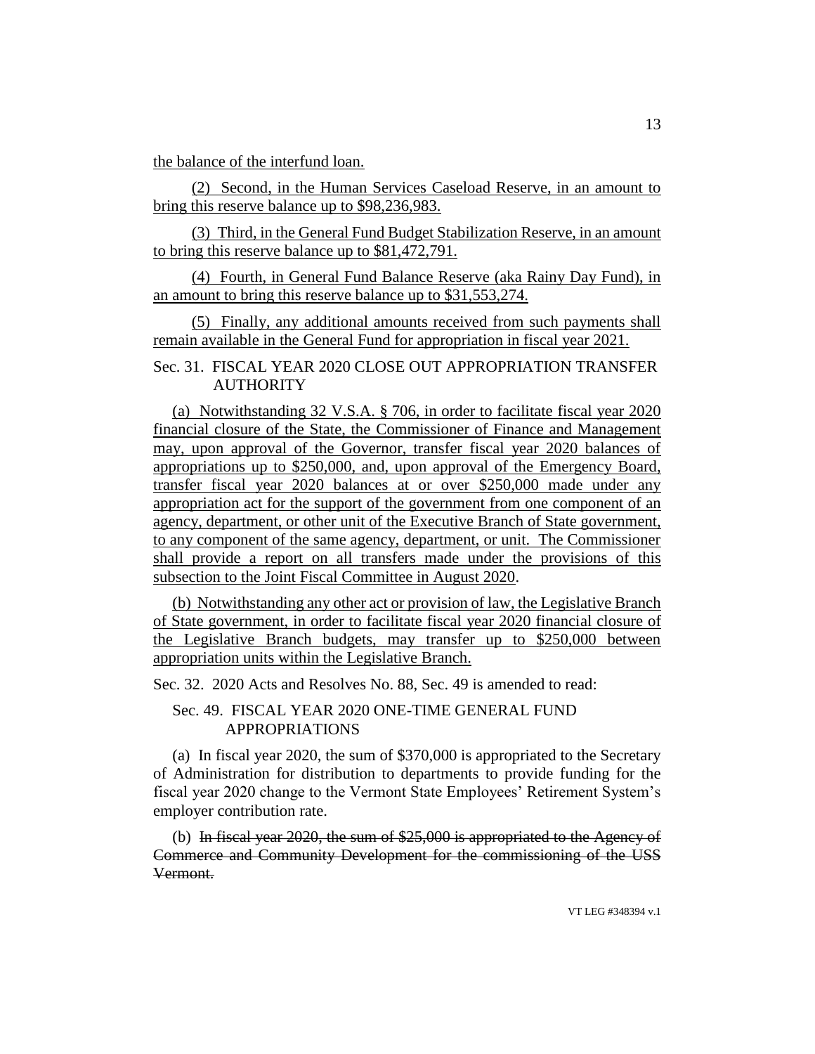the balance of the interfund loan.

(2) Second, in the Human Services Caseload Reserve, in an amount to bring this reserve balance up to $98,236,983.

(3) Third, in the General Fund Budget Stabilization Reserve, in an amount to bring this reserve balance up to $81,472,791.

(4) Fourth, in General Fund Balance Reserve (aka Rainy Day Fund), in an amount to bring this reserve balance up to $31,553,274.

(5) Finally, any additional amounts received from such payments shall remain available in the General Fund for appropriation in fiscal year 2021.

Sec. 31. FISCAL YEAR 2020 CLOSE OUT APPROPRIATION TRANSFER AUTHORITY

(a) Notwithstanding 32 V.S.A. § 706, in order to facilitate fiscal year 2020 financial closure of the State, the Commissioner of Finance and Management may, upon approval of the Governor, transfer fiscal year 2020 balances of appropriations up to $250,000, and, upon approval of the Emergency Board, transfer fiscal year 2020 balances at or over $250,000 made under any appropriation act for the support of the government from one component of an agency, department, or other unit of the Executive Branch of State government, to any component of the same agency, department, or unit. The Commissioner shall provide a report on all transfers made under the provisions of this subsection to the Joint Fiscal Committee in August 2020.

(b) Notwithstanding any other act or provision of law, the Legislative Branch of State government, in order to facilitate fiscal year 2020 financial closure of the Legislative Branch budgets, may transfer up to $250,000 between appropriation units within the Legislative Branch.

Sec. 32. 2020 Acts and Resolves No. 88, Sec. 49 is amended to read:

Sec. 49. FISCAL YEAR 2020 ONE-TIME GENERAL FUND APPROPRIATIONS

(a) In fiscal year 2020, the sum of $370,000 is appropriated to the Secretary of Administration for distribution to departments to provide funding for the fiscal year 2020 change to the Vermont State Employees' Retirement System's employer contribution rate.

(b) ~~In fiscal year 2020, the sum of $25,000 is appropriated to the Agency of Commerce and Community Development for the commissioning of the USS Vermont.~~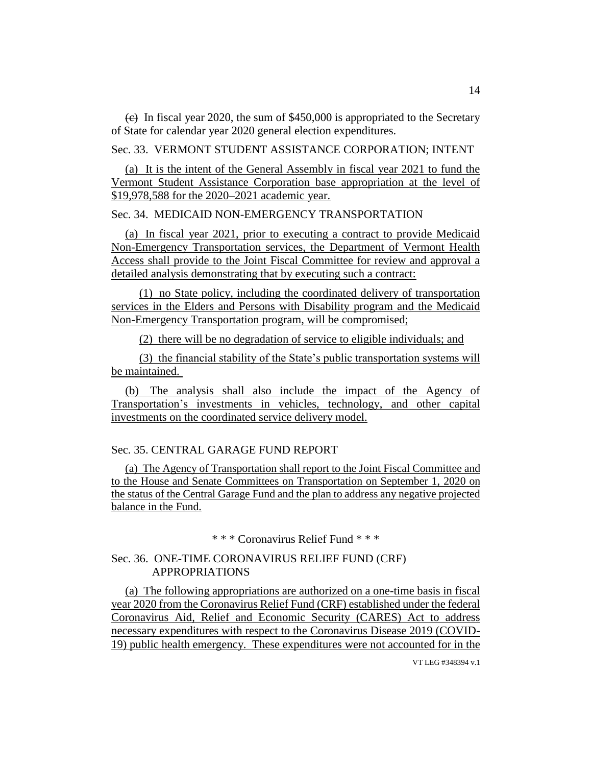~~(c)~~ In fiscal year 2020, the sum of $450,000 is appropriated to the Secretary of State for calendar year 2020 general election expenditures.

Sec. 33. VERMONT STUDENT ASSISTANCE CORPORATION; INTENT

(a) It is the intent of the General Assembly in fiscal year 2021 to fund the Vermont Student Assistance Corporation base appropriation at the level of $19,978,588 for the 2020–2021 academic year.

Sec. 34. MEDICAID NON-EMERGENCY TRANSPORTATION

(a) In fiscal year 2021, prior to executing a contract to provide Medicaid Non-Emergency Transportation services, the Department of Vermont Health Access shall provide to the Joint Fiscal Committee for review and approval a detailed analysis demonstrating that by executing such a contract:

(1) no State policy, including the coordinated delivery of transportation services in the Elders and Persons with Disability program and the Medicaid Non-Emergency Transportation program, will be compromised;

(2) there will be no degradation of service to eligible individuals; and

(3) the financial stability of the State's public transportation systems will be maintained.

(b) The analysis shall also include the impact of the Agency of Transportation's investments in vehicles, technology, and other capital investments on the coordinated service delivery model.

Sec. 35. CENTRAL GARAGE FUND REPORT

(a) The Agency of Transportation shall report to the Joint Fiscal Committee and to the House and Senate Committees on Transportation on September 1, 2020 on the status of the Central Garage Fund and the plan to address any negative projected balance in the Fund.

\* \* \* Coronavirus Relief Fund \* \* \*

Sec. 36. ONE-TIME CORONAVIRUS RELIEF FUND (CRF) APPROPRIATIONS

(a) The following appropriations are authorized on a one-time basis in fiscal year 2020 from the Coronavirus Relief Fund (CRF) established under the federal Coronavirus Aid, Relief and Economic Security (CARES) Act to address necessary expenditures with respect to the Coronavirus Disease 2019 (COVID-19) public health emergency. These expenditures were not accounted for in the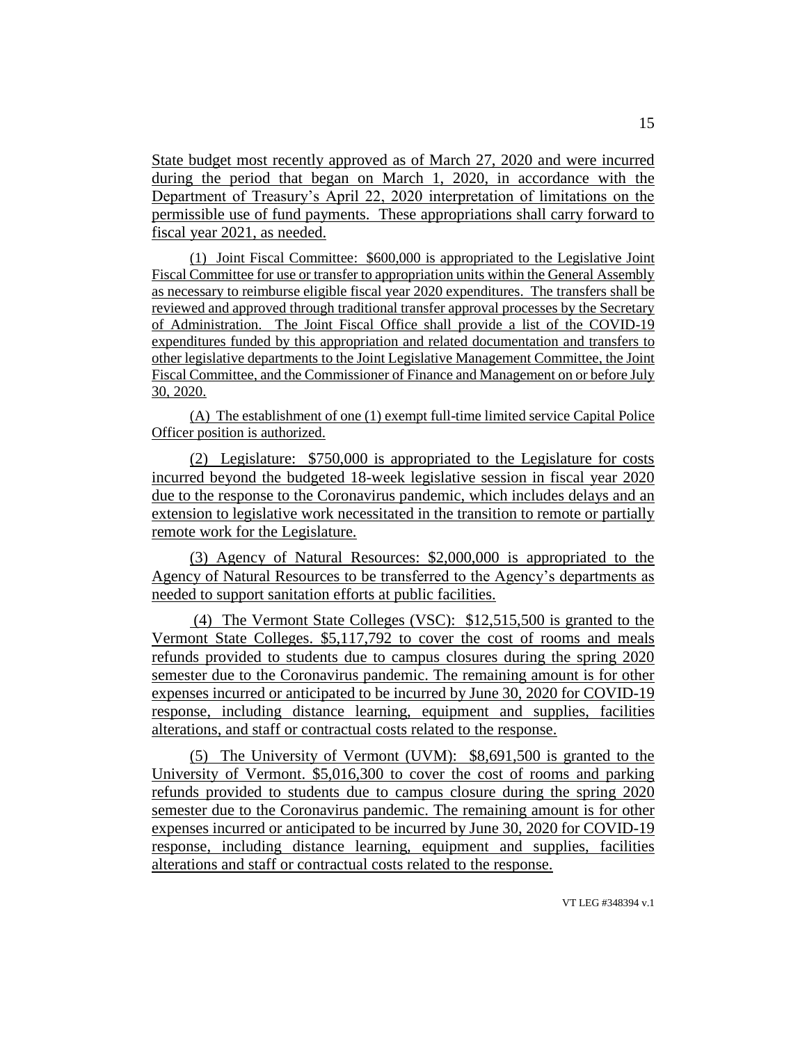State budget most recently approved as of March 27, 2020 and were incurred during the period that began on March 1, 2020, in accordance with the Department of Treasury's April 22, 2020 interpretation of limitations on the permissible use of fund payments. These appropriations shall carry forward to fiscal year 2021, as needed.

(1) Joint Fiscal Committee: $600,000 is appropriated to the Legislative Joint Fiscal Committee for use or transfer to appropriation units within the General Assembly as necessary to reimburse eligible fiscal year 2020 expenditures. The transfers shall be reviewed and approved through traditional transfer approval processes by the Secretary of Administration. The Joint Fiscal Office shall provide a list of the COVID-19 expenditures funded by this appropriation and related documentation and transfers to other legislative departments to the Joint Legislative Management Committee, the Joint Fiscal Committee, and the Commissioner of Finance and Management on or before July 30, 2020.

(A) The establishment of one (1) exempt full-time limited service Capital Police Officer position is authorized.

(2) Legislature: $750,000 is appropriated to the Legislature for costs incurred beyond the budgeted 18-week legislative session in fiscal year 2020 due to the response to the Coronavirus pandemic, which includes delays and an extension to legislative work necessitated in the transition to remote or partially remote work for the Legislature.

(3) Agency of Natural Resources: $2,000,000 is appropriated to the Agency of Natural Resources to be transferred to the Agency's departments as needed to support sanitation efforts at public facilities.

(4) The Vermont State Colleges (VSC): $12,515,500 is granted to the Vermont State Colleges. $5,117,792 to cover the cost of rooms and meals refunds provided to students due to campus closures during the spring 2020 semester due to the Coronavirus pandemic. The remaining amount is for other expenses incurred or anticipated to be incurred by June 30, 2020 for COVID-19 response, including distance learning, equipment and supplies, facilities alterations, and staff or contractual costs related to the response.

(5) The University of Vermont (UVM): $8,691,500 is granted to the University of Vermont. $5,016,300 to cover the cost of rooms and parking refunds provided to students due to campus closure during the spring 2020 semester due to the Coronavirus pandemic. The remaining amount is for other expenses incurred or anticipated to be incurred by June 30, 2020 for COVID-19 response, including distance learning, equipment and supplies, facilities alterations and staff or contractual costs related to the response.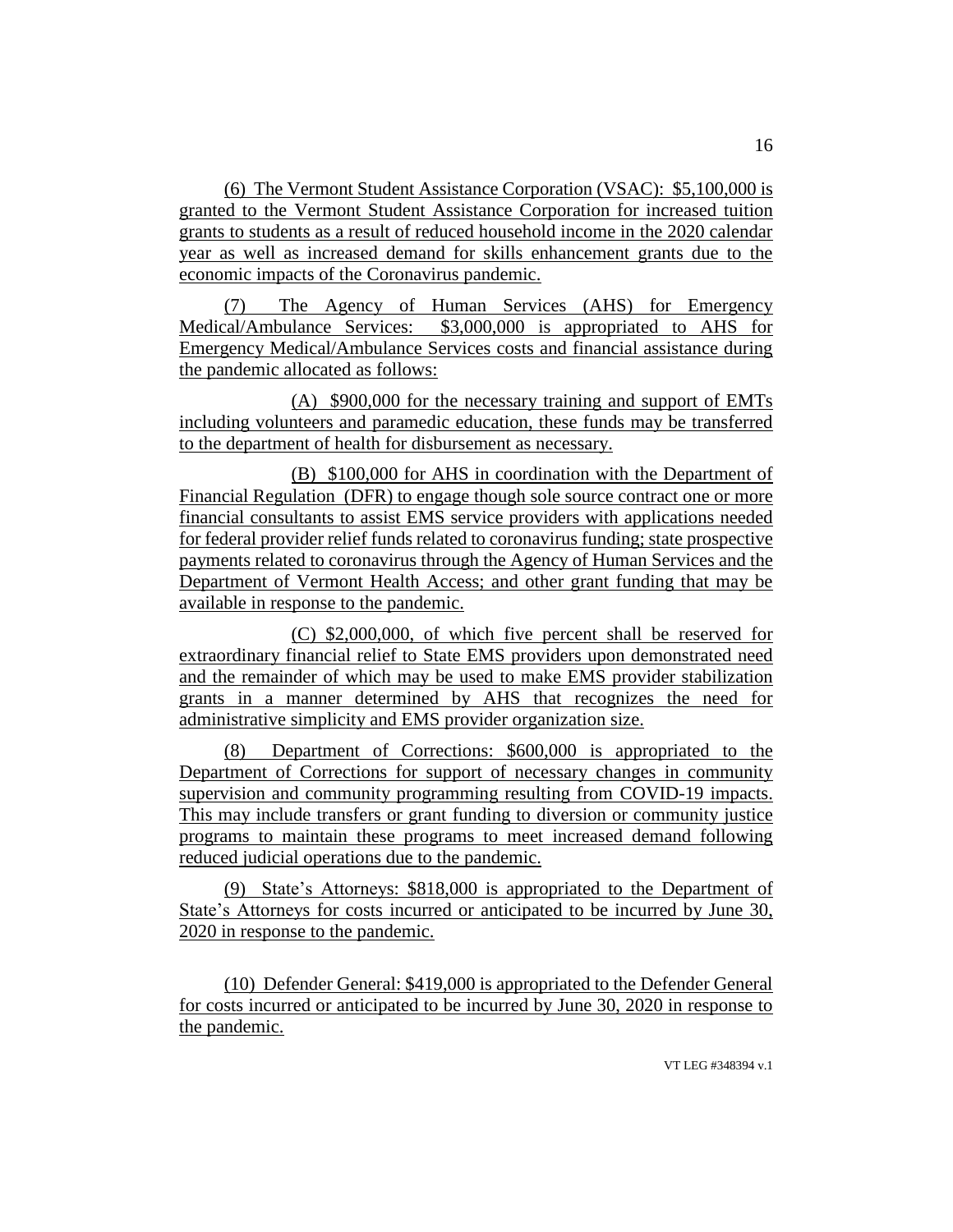(6) The Vermont Student Assistance Corporation (VSAC): $5,100,000 is granted to the Vermont Student Assistance Corporation for increased tuition grants to students as a result of reduced household income in the 2020 calendar year as well as increased demand for skills enhancement grants due to the economic impacts of the Coronavirus pandemic.

(7) The Agency of Human Services (AHS) for Emergency Medical/Ambulance Services: $3,000,000 is appropriated to AHS for Emergency Medical/Ambulance Services costs and financial assistance during the pandemic allocated as follows:

(A) $900,000 for the necessary training and support of EMTs including volunteers and paramedic education, these funds may be transferred to the department of health for disbursement as necessary.

(B) $100,000 for AHS in coordination with the Department of Financial Regulation (DFR) to engage though sole source contract one or more financial consultants to assist EMS service providers with applications needed for federal provider relief funds related to coronavirus funding; state prospective payments related to coronavirus through the Agency of Human Services and the Department of Vermont Health Access; and other grant funding that may be available in response to the pandemic.

(C) $2,000,000, of which five percent shall be reserved for extraordinary financial relief to State EMS providers upon demonstrated need and the remainder of which may be used to make EMS provider stabilization grants in a manner determined by AHS that recognizes the need for administrative simplicity and EMS provider organization size.

(8) Department of Corrections: $600,000 is appropriated to the Department of Corrections for support of necessary changes in community supervision and community programming resulting from COVID-19 impacts. This may include transfers or grant funding to diversion or community justice programs to maintain these programs to meet increased demand following reduced judicial operations due to the pandemic.

(9) State's Attorneys: $818,000 is appropriated to the Department of State's Attorneys for costs incurred or anticipated to be incurred by June 30, 2020 in response to the pandemic.

(10) Defender General: $419,000 is appropriated to the Defender General for costs incurred or anticipated to be incurred by June 30, 2020 in response to the pandemic.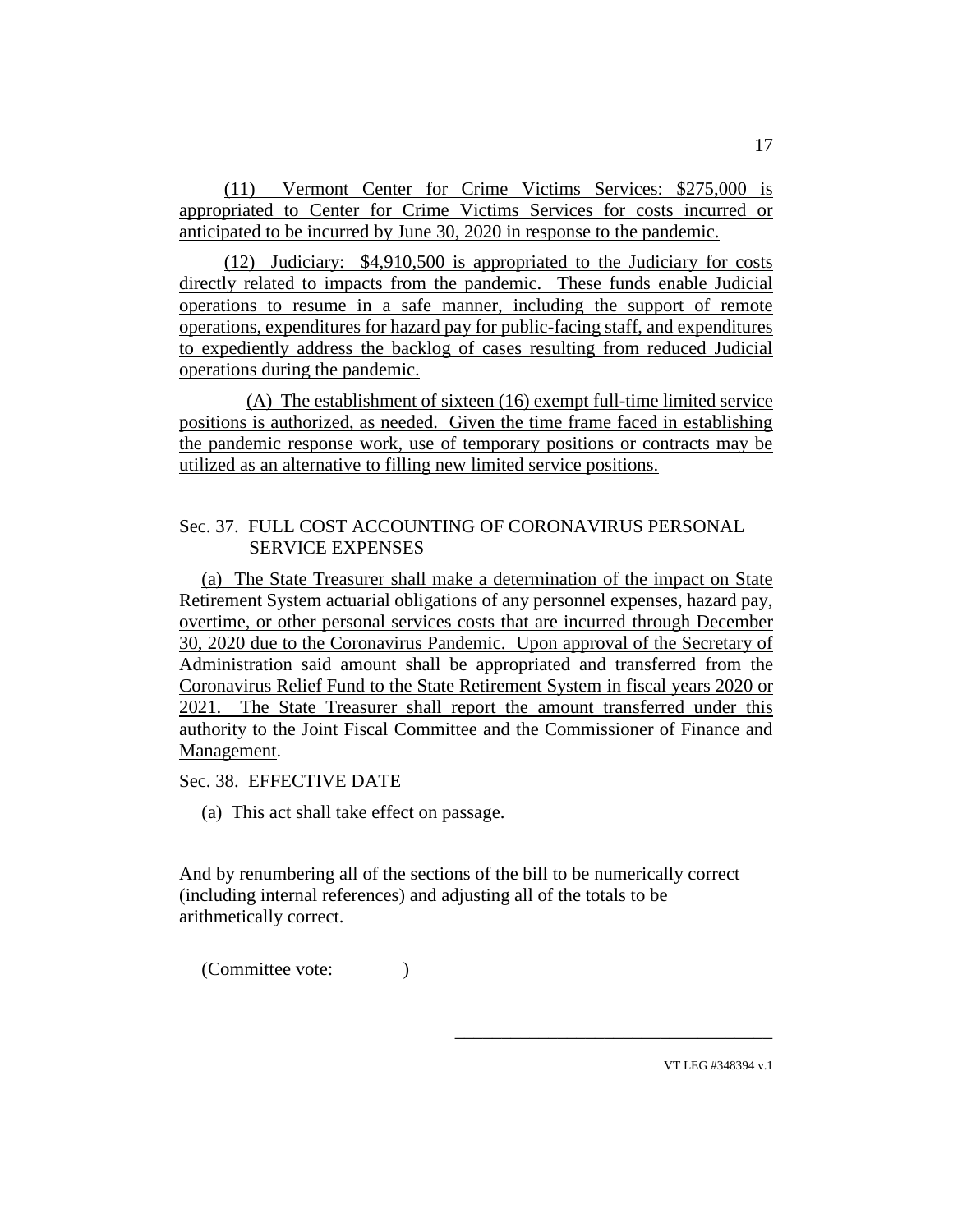(11) Vermont Center for Crime Victims Services: $275,000 is appropriated to Center for Crime Victims Services for costs incurred or anticipated to be incurred by June 30, 2020 in response to the pandemic.

(12) Judiciary: $4,910,500 is appropriated to the Judiciary for costs directly related to impacts from the pandemic. These funds enable Judicial operations to resume in a safe manner, including the support of remote operations, expenditures for hazard pay for public-facing staff, and expenditures to expediently address the backlog of cases resulting from reduced Judicial operations during the pandemic.

(A) The establishment of sixteen (16) exempt full-time limited service positions is authorized, as needed. Given the time frame faced in establishing the pandemic response work, use of temporary positions or contracts may be utilized as an alternative to filling new limited service positions.

Sec. 37. FULL COST ACCOUNTING OF CORONAVIRUS PERSONAL SERVICE EXPENSES

(a) The State Treasurer shall make a determination of the impact on State Retirement System actuarial obligations of any personnel expenses, hazard pay, overtime, or other personal services costs that are incurred through December 30, 2020 due to the Coronavirus Pandemic. Upon approval of the Secretary of Administration said amount shall be appropriated and transferred from the Coronavirus Relief Fund to the State Retirement System in fiscal years 2020 or 2021. The State Treasurer shall report the amount transferred under this authority to the Joint Fiscal Committee and the Commissioner of Finance and Management.

Sec. 38. EFFECTIVE DATE

(a) This act shall take effect on passage.

And by renumbering all of the sections of the bill to be numerically correct (including internal references) and adjusting all of the totals to be arithmetically correct.

(Committee vote: )

\_\_\_\_\_\_\_\_\_\_\_\_\_\_\_\_\_\_\_\_\_\_\_\_\_\_\_\_\_\_\_\_\_\_\_

VT LEG #348394 v.1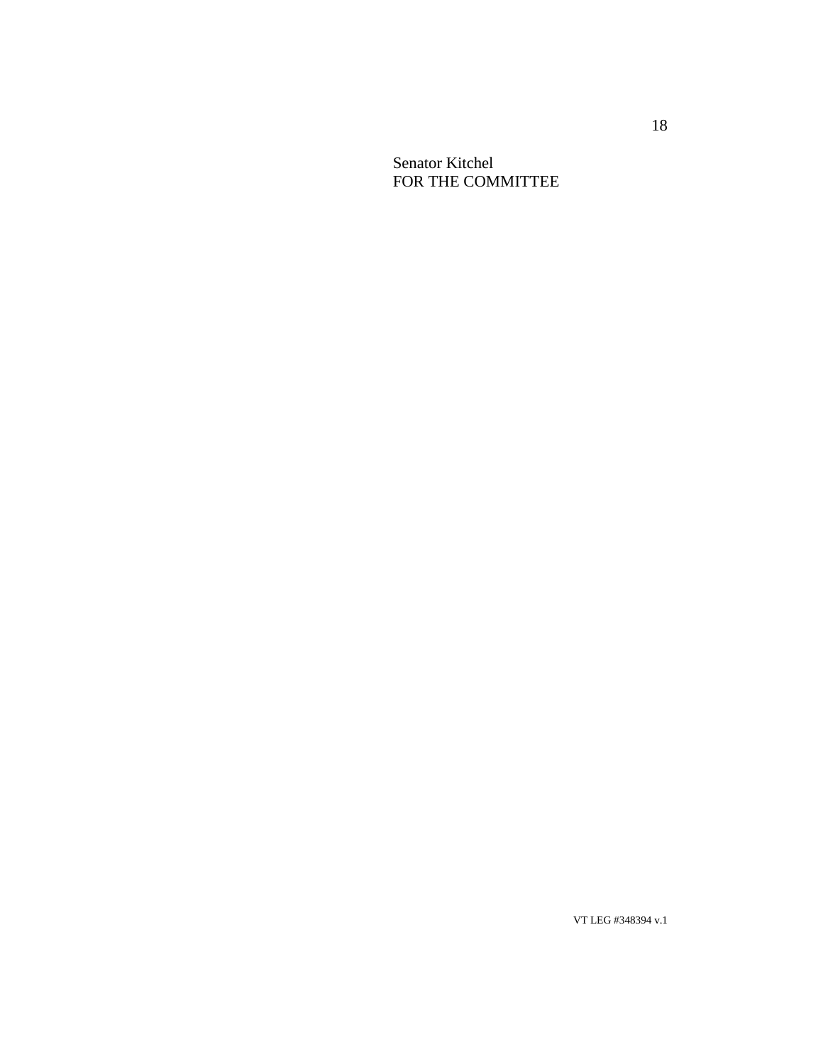Senator Kitchel
FOR THE COMMITTEE

VT LEG #348394 v.1